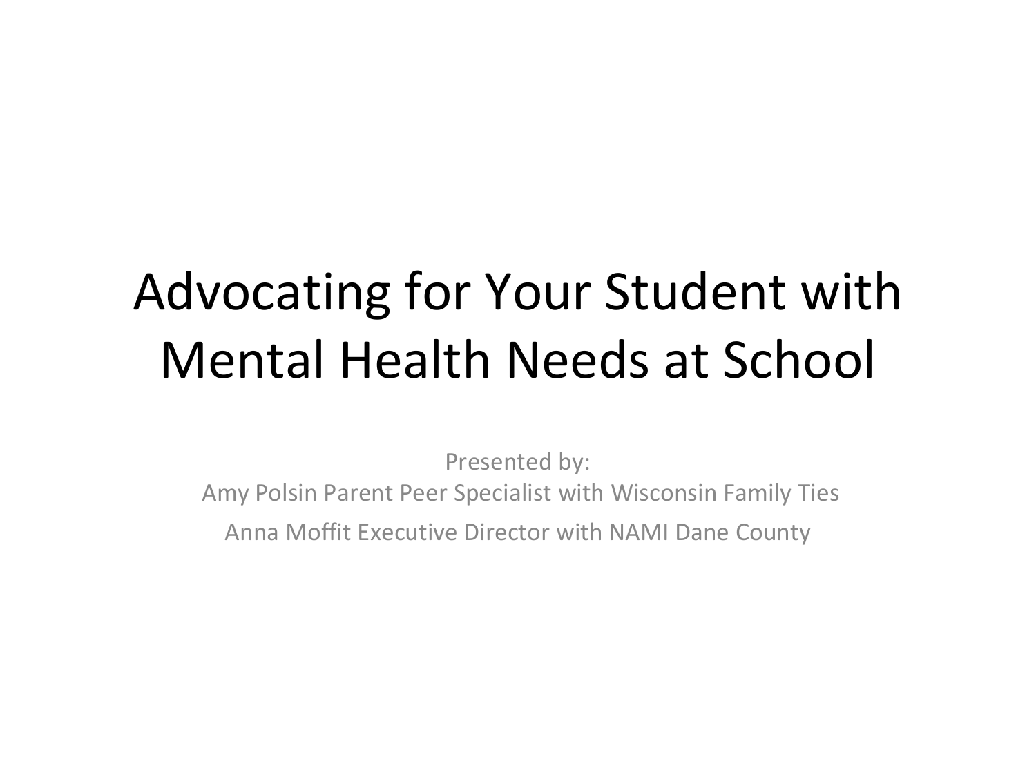# Advocating for Your Student with Mental Health Needs at School

Presented by:

Amy Polsin Parent Peer Specialist with Wisconsin Family Ties

Anna Moffit Executive Director with NAMI Dane County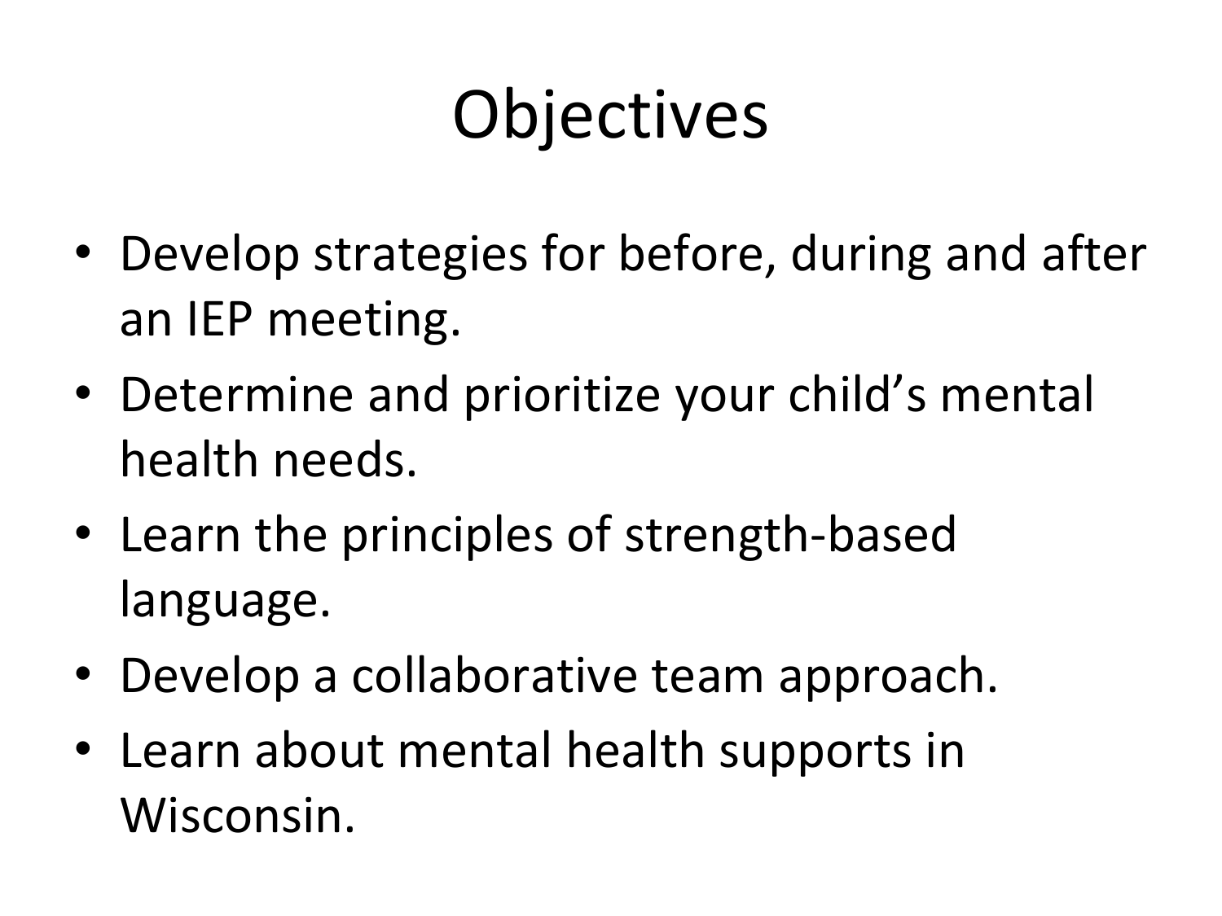# Objectives

- Develop strategies for before, during and after an IEP meeting.
- Determine and prioritize your child's mental health needs.
- Learn the principles of strength-based language.
- Develop a collaborative team approach.
- Learn about mental health supports in Wisconsin.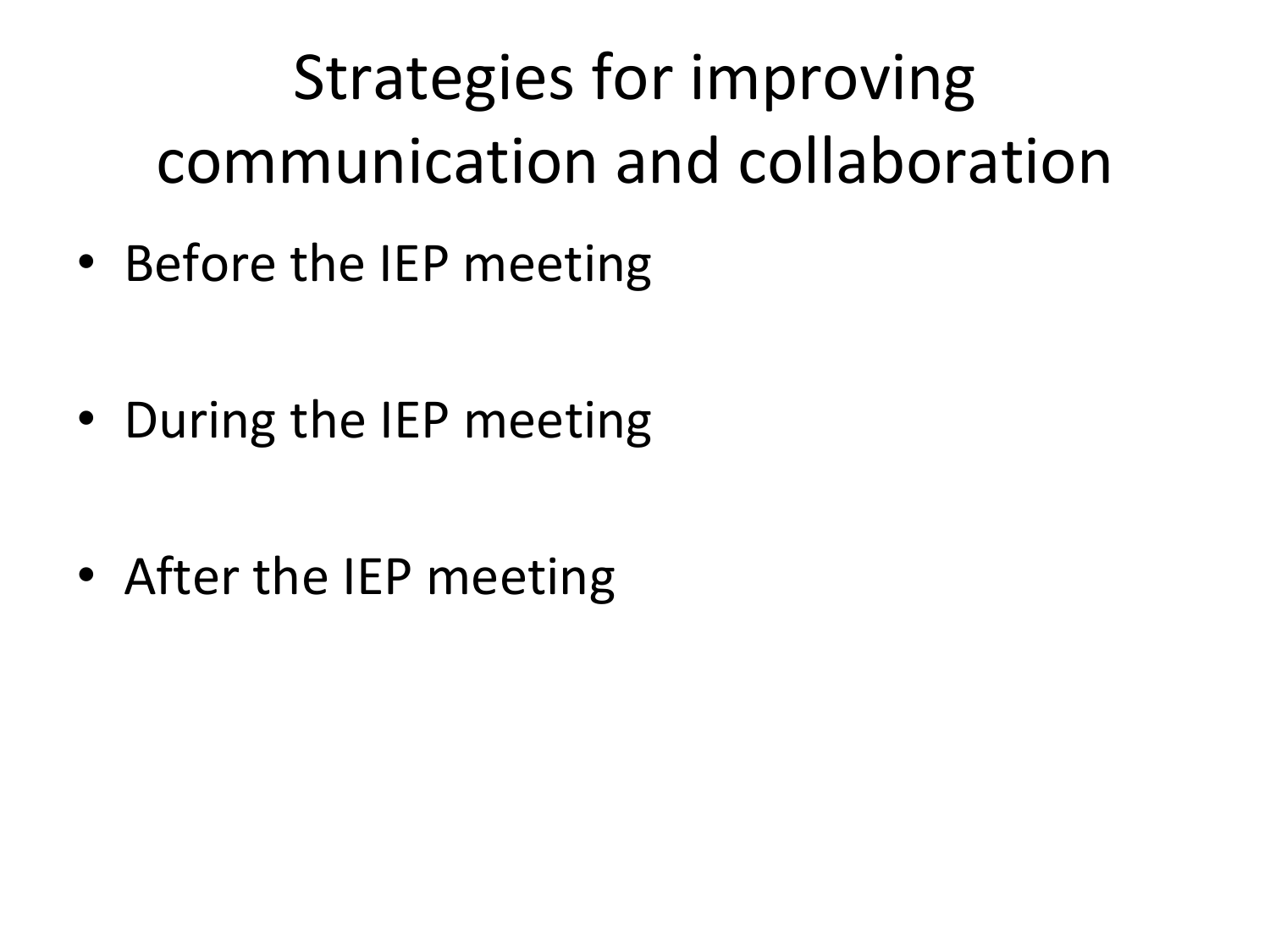# Strategies for improving communication and collaboration

- Before the IEP meeting
- During the IEP meeting
- After the IEP meeting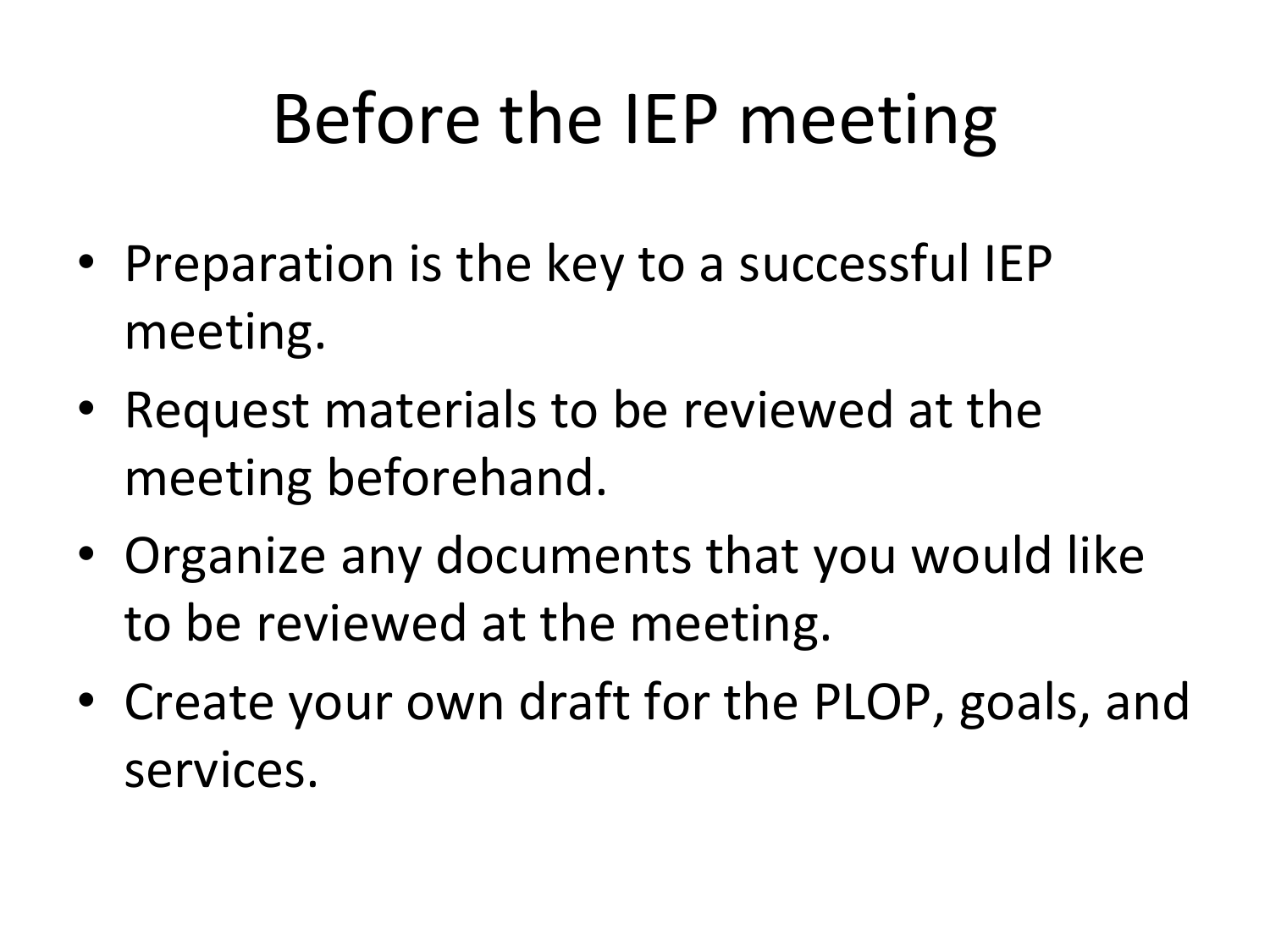# Before the IEP meeting

- Preparation is the key to a successful IEP meeting.
- Request materials to be reviewed at the meeting beforehand.
- Organize any documents that you would like to be reviewed at the meeting.
- Create your own draft for the PLOP, goals, and services.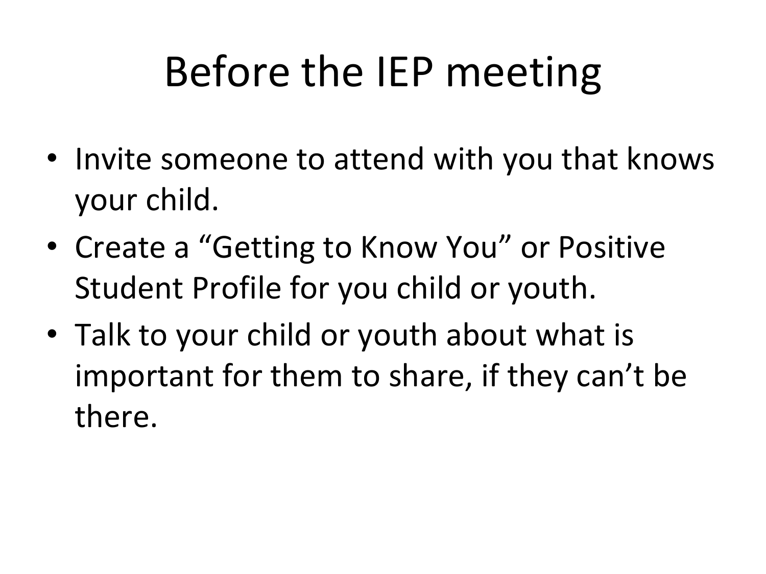# Before the IEP meeting

- Invite someone to attend with you that knows your child.
- Create a "Getting to Know You" or Positive Student Profile for you child or youth.
- Talk to your child or youth about what is important for them to share, if they can't be there.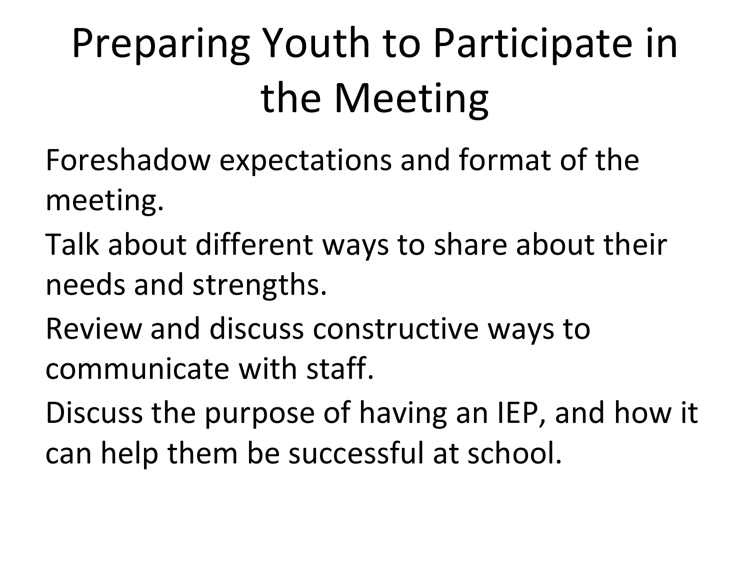# Preparing Youth to Participate in the Meeting

Foreshadow expectations and format of the meeting.

Talk about different ways to share about their needs and strengths.

Review and discuss constructive ways to communicate with staff.

Discuss the purpose of having an IEP, and how it can help them be successful at school.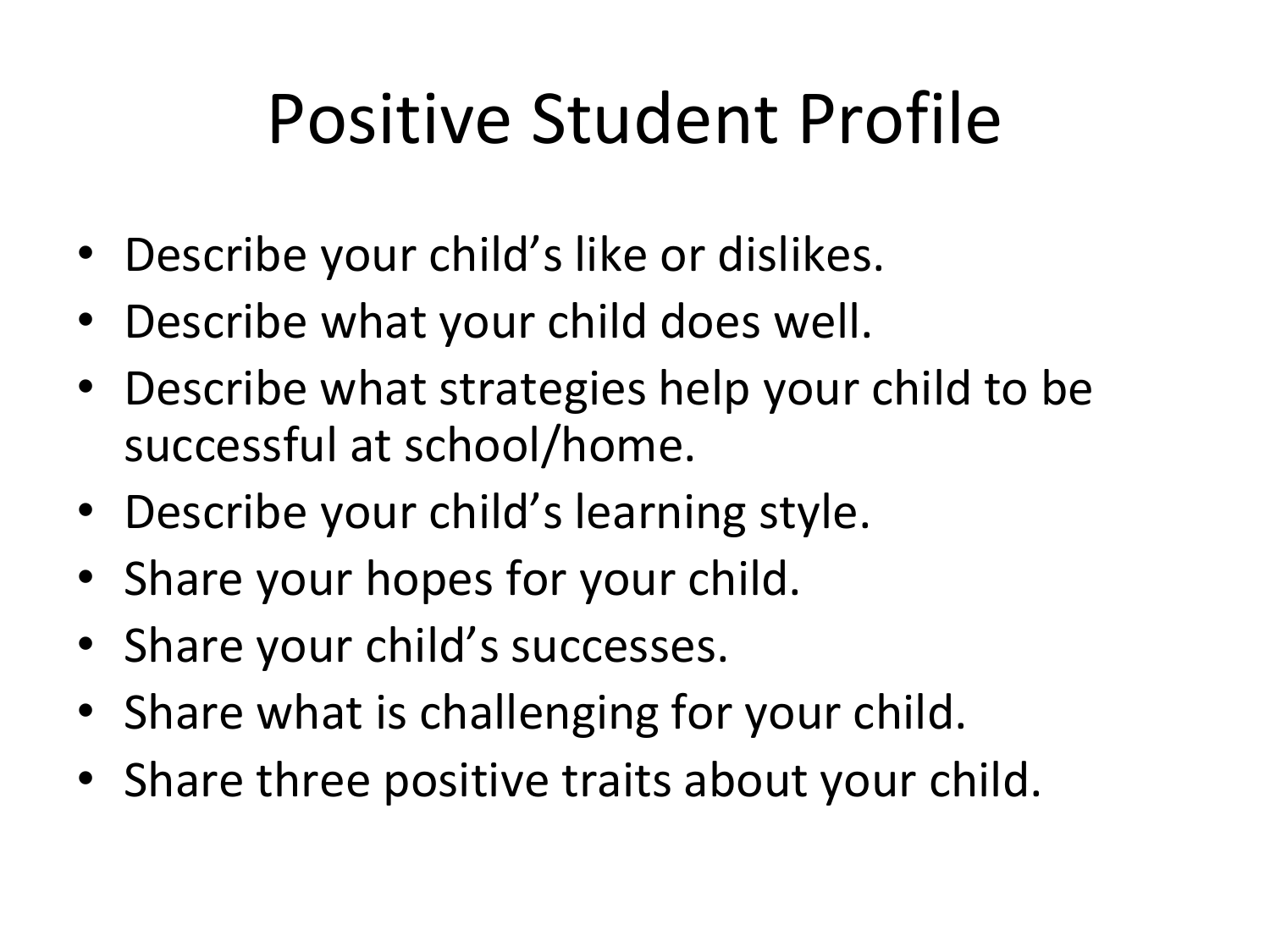# Positive Student Profile

- Describe your child's like or dislikes.
- Describe what your child does well.
- Describe what strategies help your child to be successful at school/home.
- Describe your child's learning style.
- Share your hopes for your child.
- Share your child's successes.
- Share what is challenging for your child.
- Share three positive traits about your child.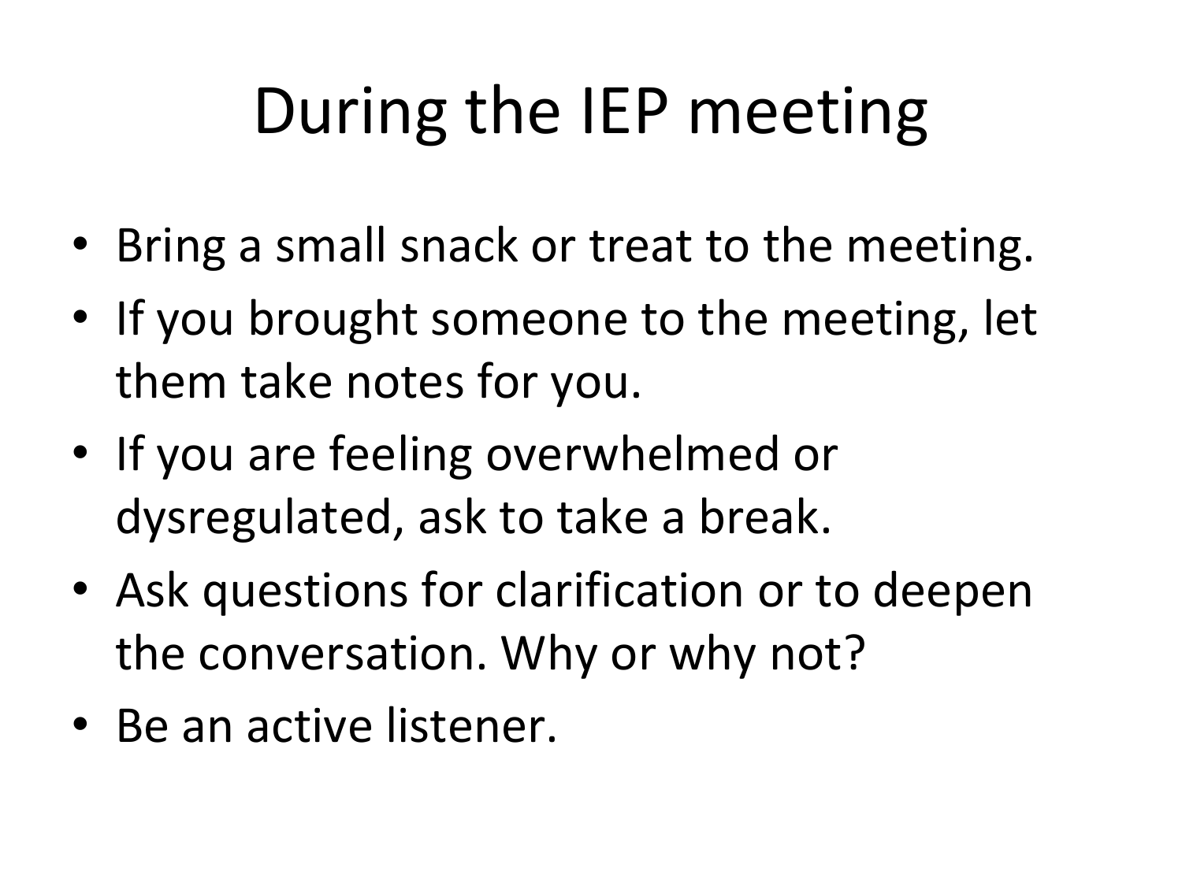# During the IEP meeting

- Bring a small snack or treat to the meeting.
- If you brought someone to the meeting, let them take notes for you.
- If you are feeling overwhelmed or dysregulated, ask to take a break.
- Ask questions for clarification or to deepen the conversation. Why or why not?
- Be an active listener.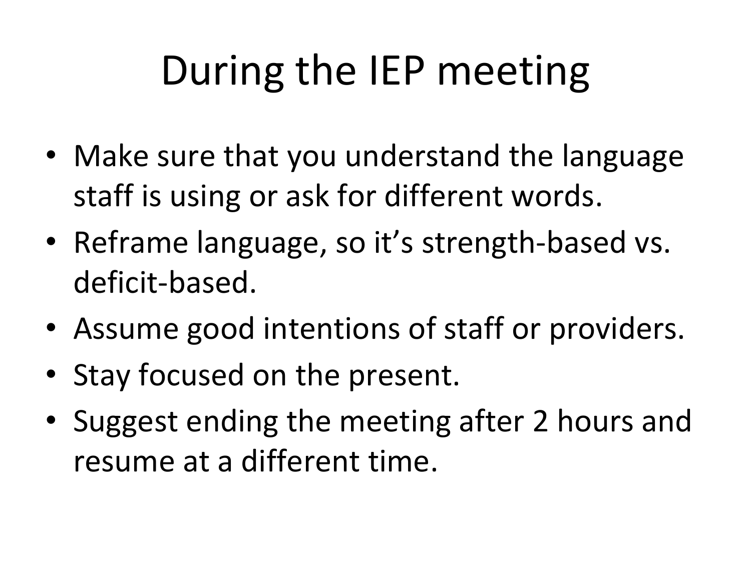# During the IEP meeting

- Make sure that you understand the language staff is using or ask for different words.
- Reframe language, so it's strength-based vs. deficit-based.
- Assume good intentions of staff or providers.
- Stay focused on the present.
- Suggest ending the meeting after 2 hours and resume at a different time.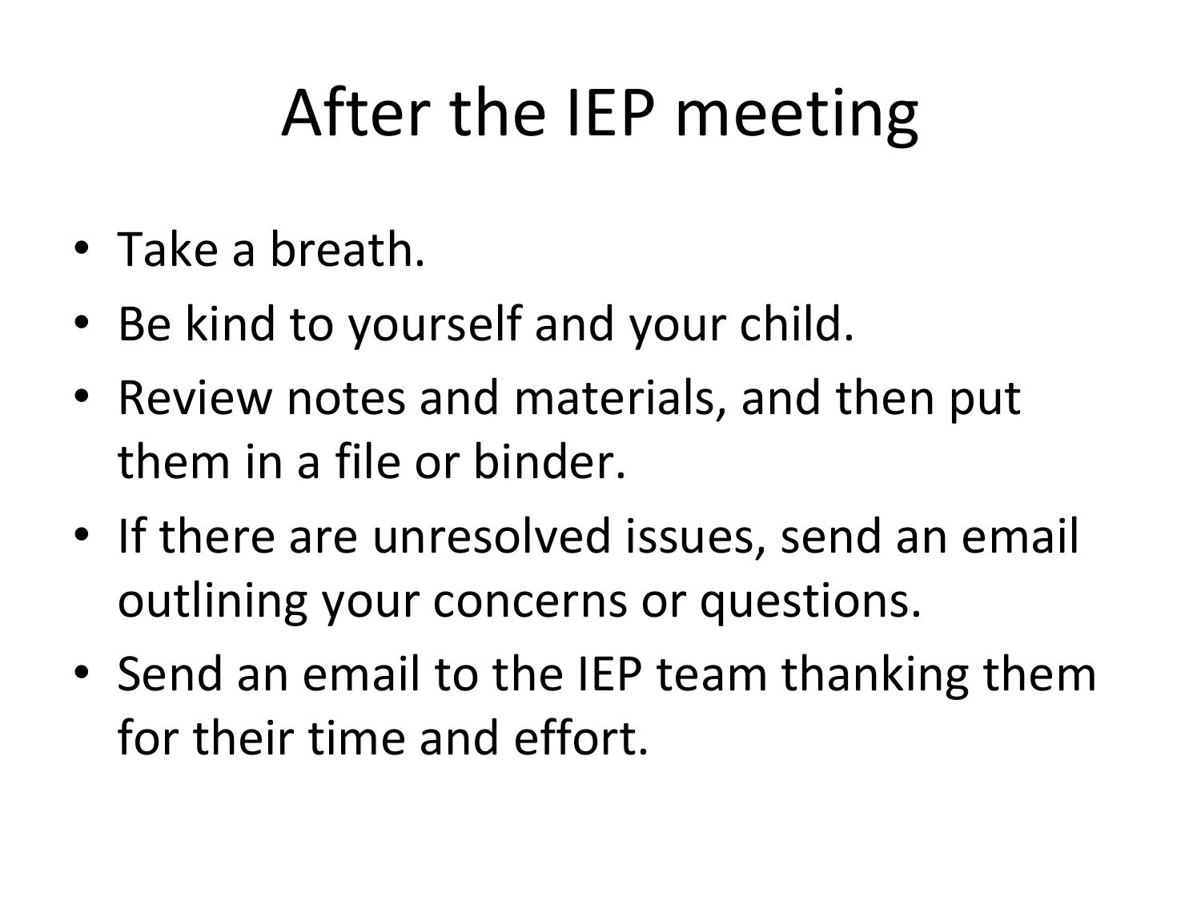# After the IEP meeting

- Take a breath.
- Be kind to yourself and your child.
- Review notes and materials, and then put them in a file or binder.
- If there are unresolved issues, send an email outlining your concerns or questions.
- Send an email to the IEP team thanking them for their time and effort.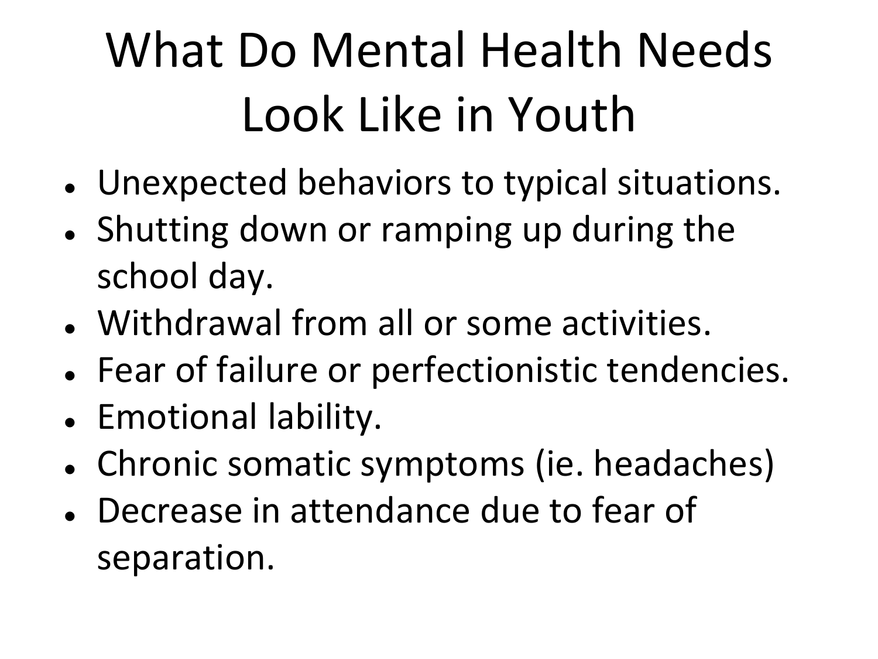# What Do Mental Health Needs Look Like in Youth

- Unexpected behaviors to typical situations.
- Shutting down or ramping up during the school day.
- Withdrawal from all or some activities.
- Fear of failure or perfectionistic tendencies.
- Emotional lability.
- Chronic somatic symptoms (ie. headaches)
- Decrease in attendance due to fear of separation.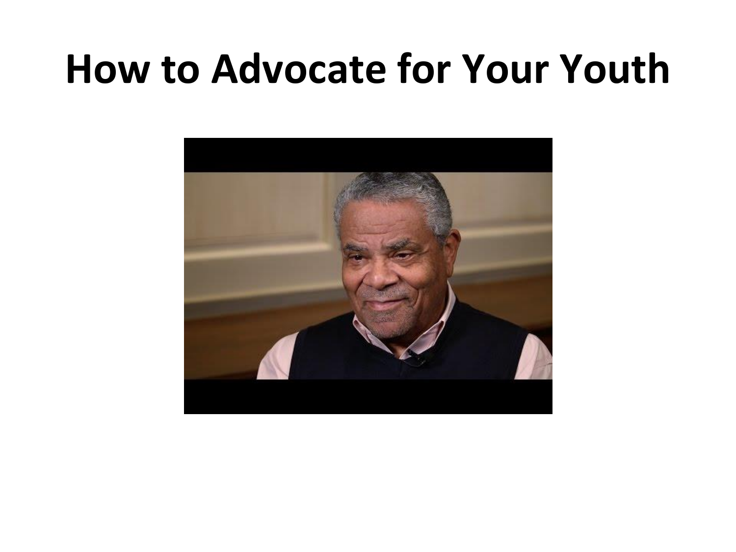# How to Advocate for Your Youth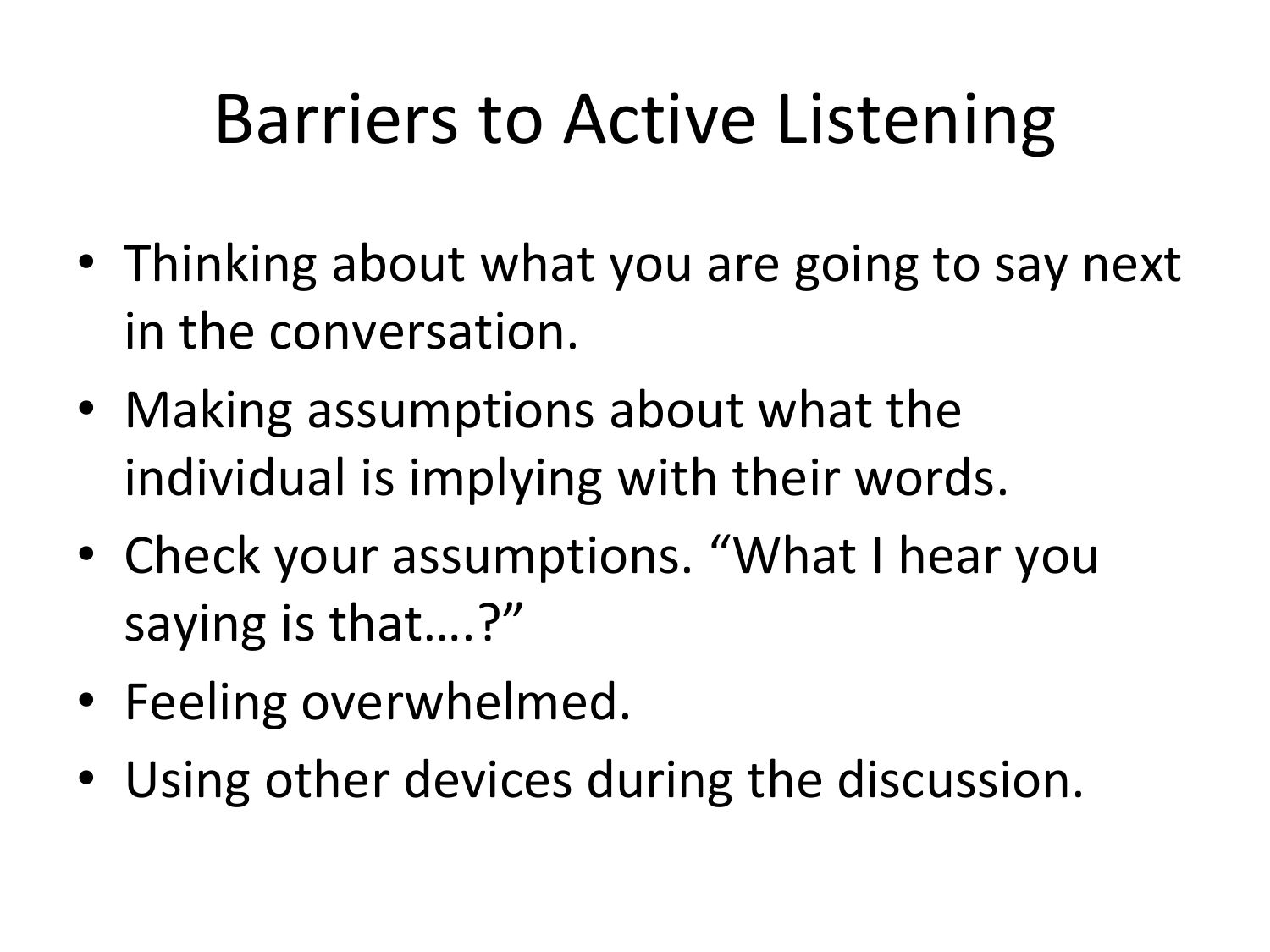# Barriers to Active Listening

- Thinking about what you are going to say next in the conversation.
- Making assumptions about what the individual is implying with their words.
- Check your assumptions. “What I hear you saying is that….?”
- Feeling overwhelmed.
- Using other devices during the discussion.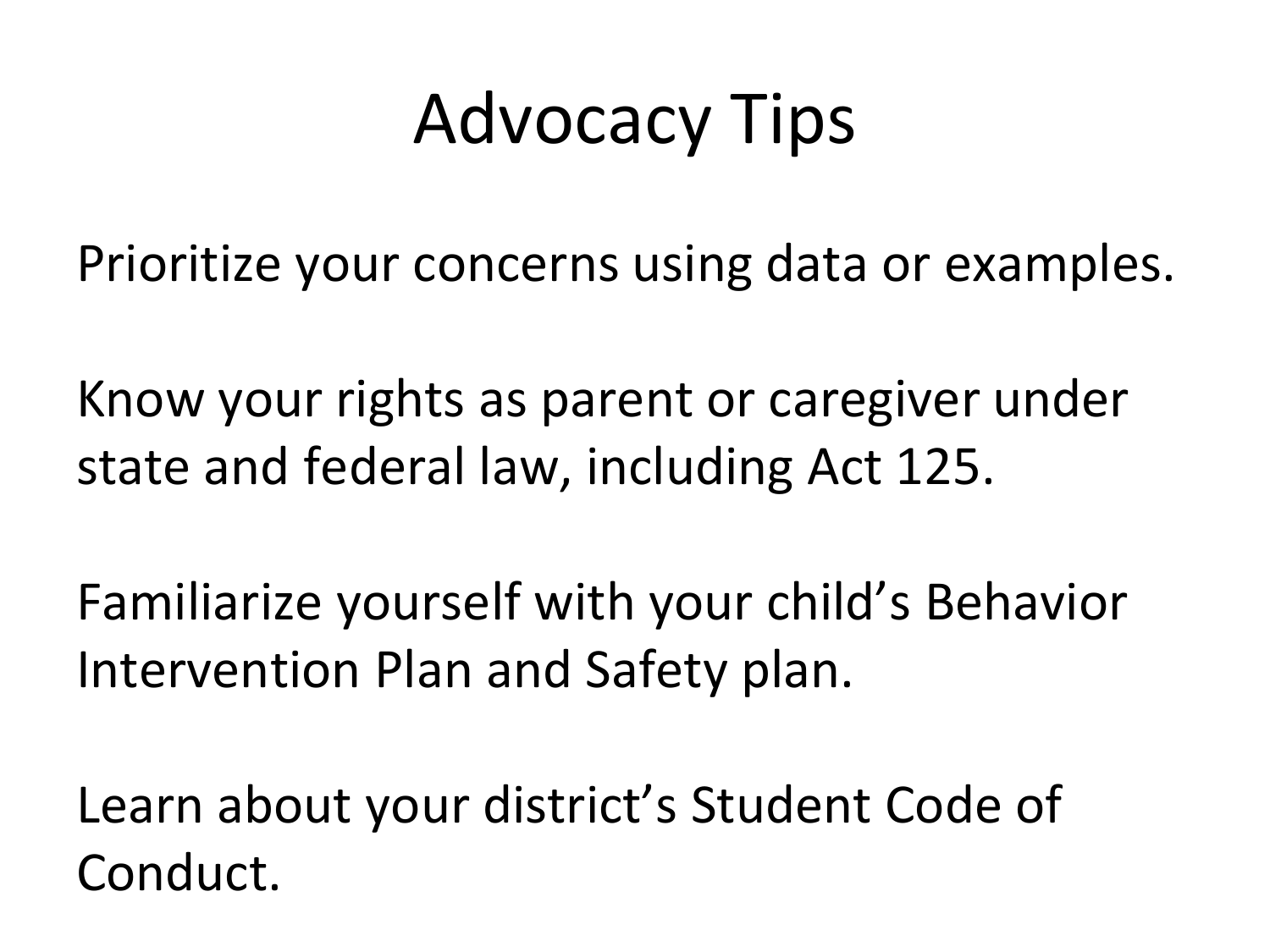# Advocacy Tips

Prioritize your concerns using data or examples.

Know your rights as parent or caregiver under state and federal law, including Act 125.

Familiarize yourself with your child's Behavior Intervention Plan and Safety plan.

Learn about your district's Student Code of Conduct.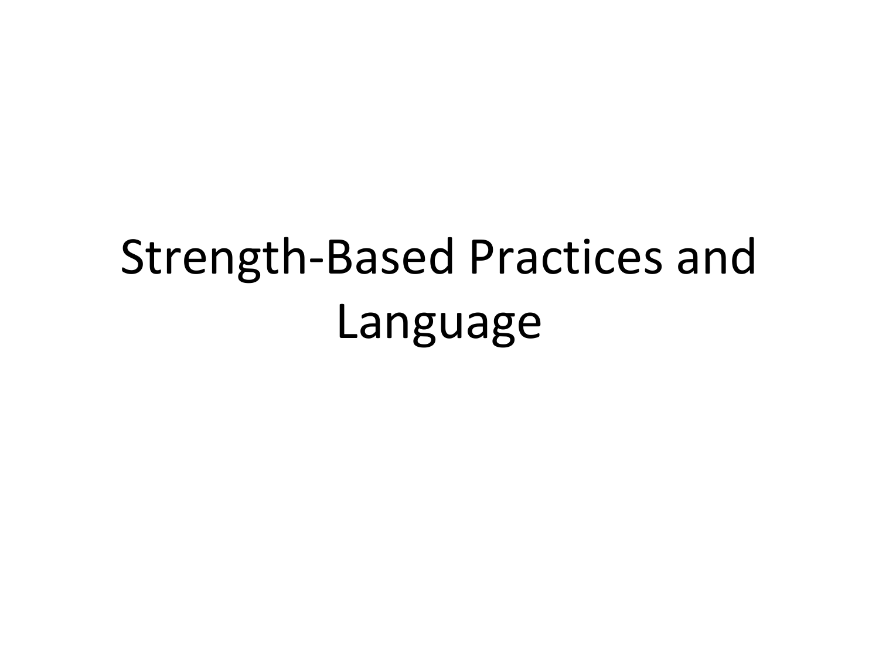# Strength-Based Practices and Language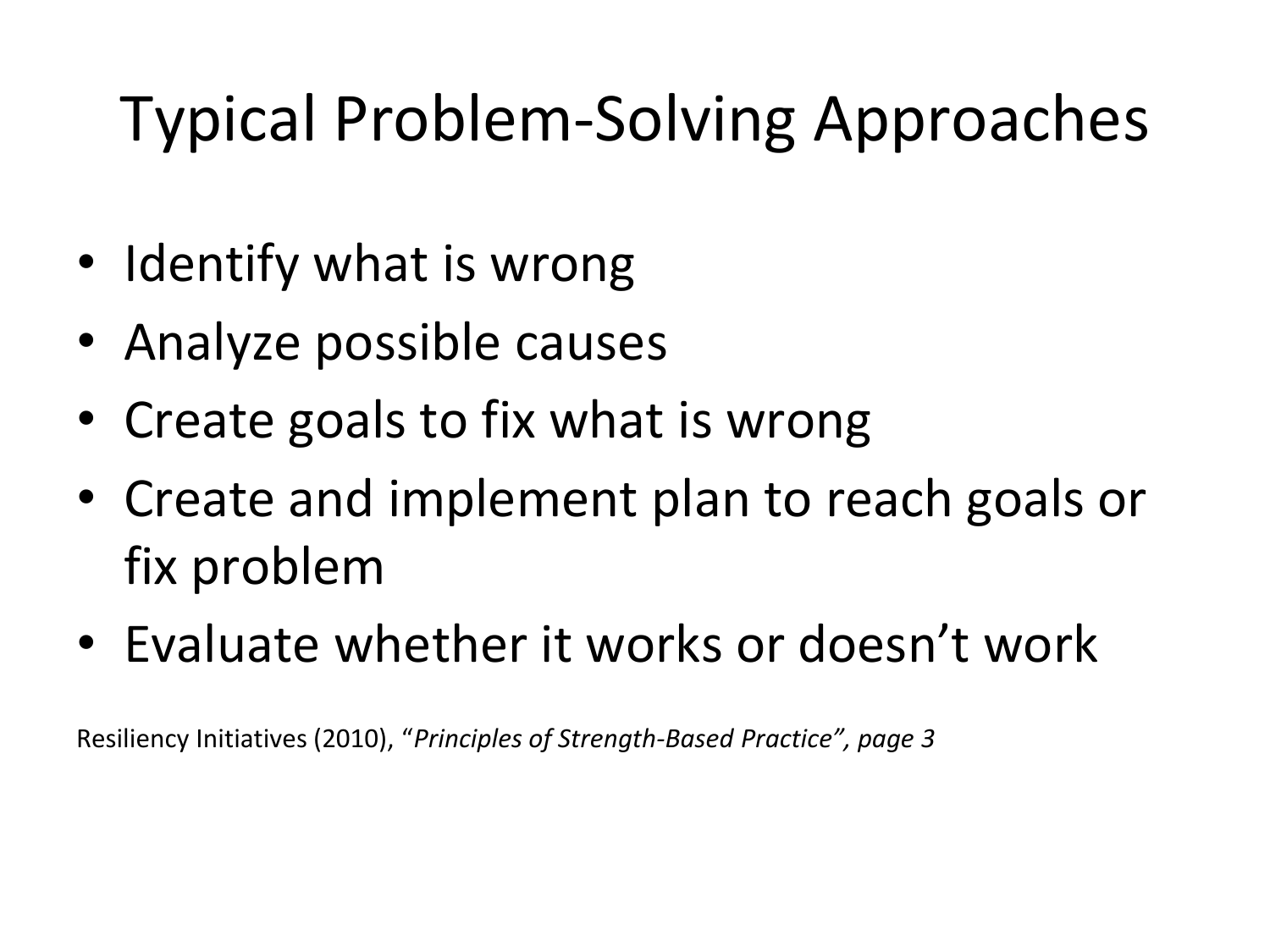# Typical Problem-Solving Approaches

- Identify what is wrong
- Analyze possible causes
- Create goals to fix what is wrong
- Create and implement plan to reach goals or fix problem
- Evaluate whether it works or doesn't work

Resiliency Initiatives (2010), "*Principles of Strength-Based Practice", page 3*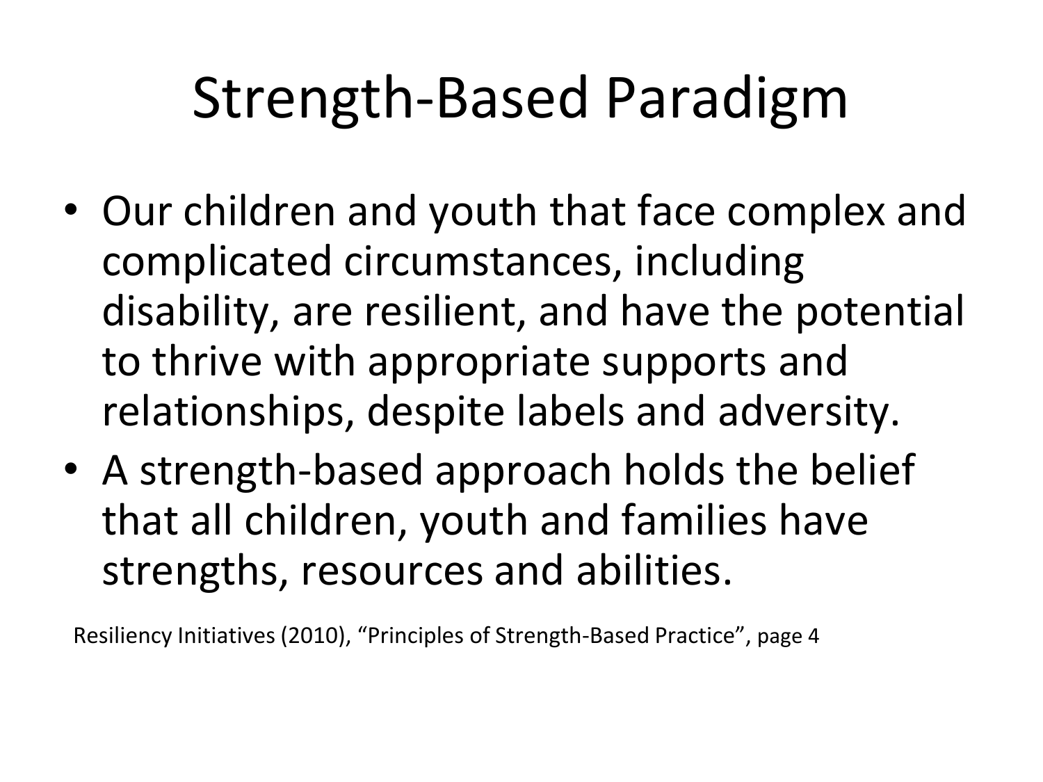# Strength-Based Paradigm

- Our children and youth that face complex and complicated circumstances, including disability, are resilient, and have the potential to thrive with appropriate supports and relationships, despite labels and adversity.
- A strength-based approach holds the belief that all children, youth and families have strengths, resources and abilities.

Resiliency Initiatives (2010), "Principles of Strength-Based Practice", page 4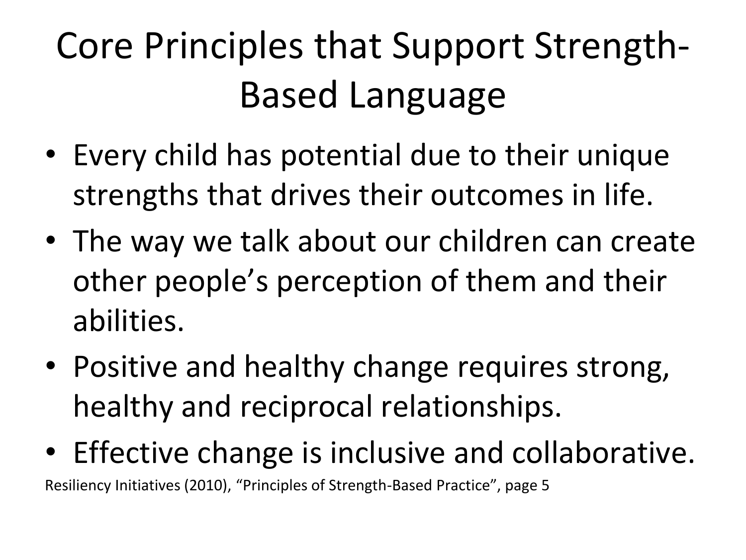# Core Principles that Support Strength-Based Language

- Every child has potential due to their unique strengths that drives their outcomes in life.
- The way we talk about our children can create other people's perception of them and their abilities.
- Positive and healthy change requires strong, healthy and reciprocal relationships.
- Effective change is inclusive and collaborative.

Resiliency Initiatives (2010), "Principles of Strength-Based Practice", page 5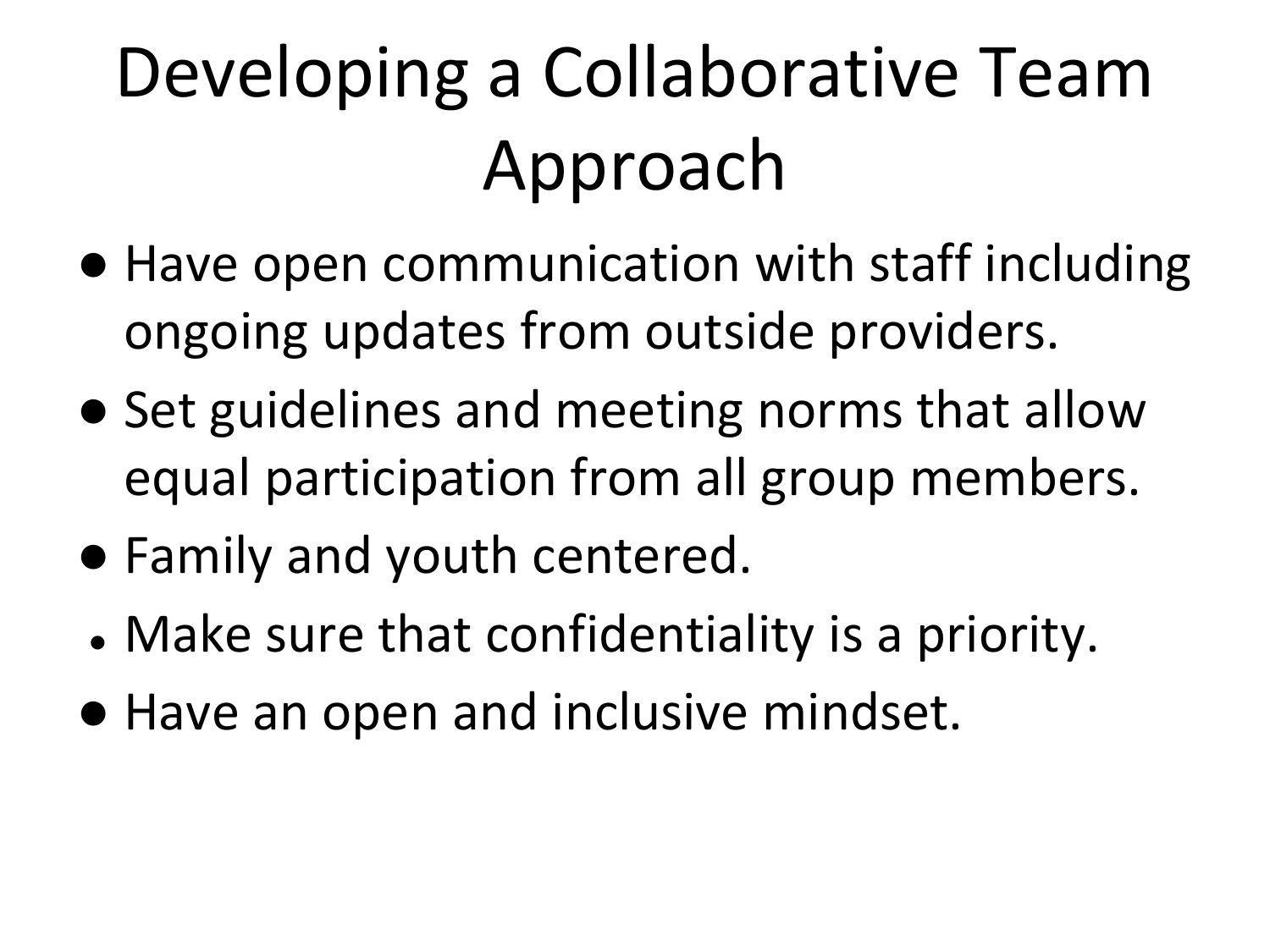# Developing a Collaborative Team Approach

- Have open communication with staff including ongoing updates from outside providers.
- Set guidelines and meeting norms that allow equal participation from all group members.
- Family and youth centered.
- Make sure that confidentiality is a priority.
- Have an open and inclusive mindset.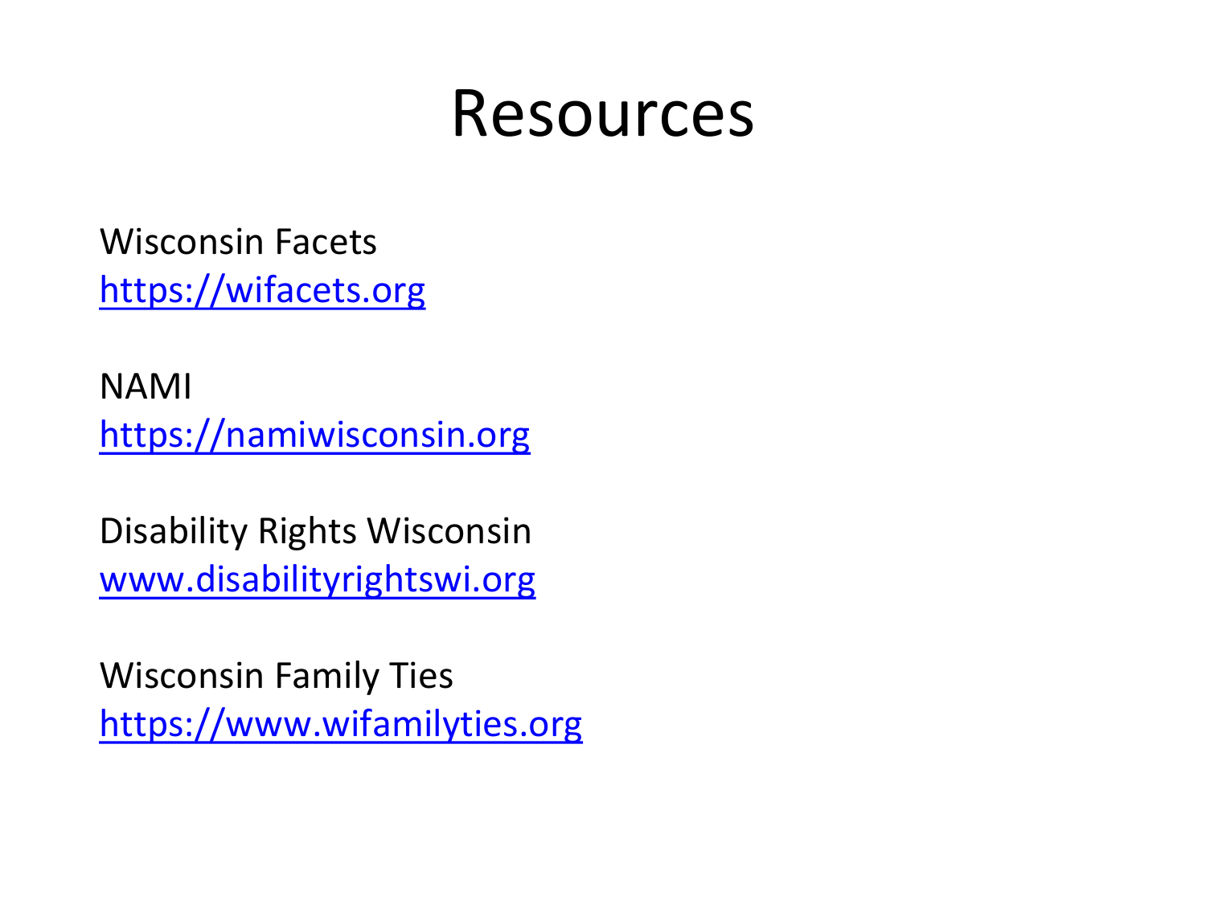# Resources

Wisconsin Facets
https://wifacets.org

NAMI
https://namiwisconsin.org

Disability Rights Wisconsin
www.disabilityrightswi.org

Wisconsin Family Ties
https://www.wifamilyties.org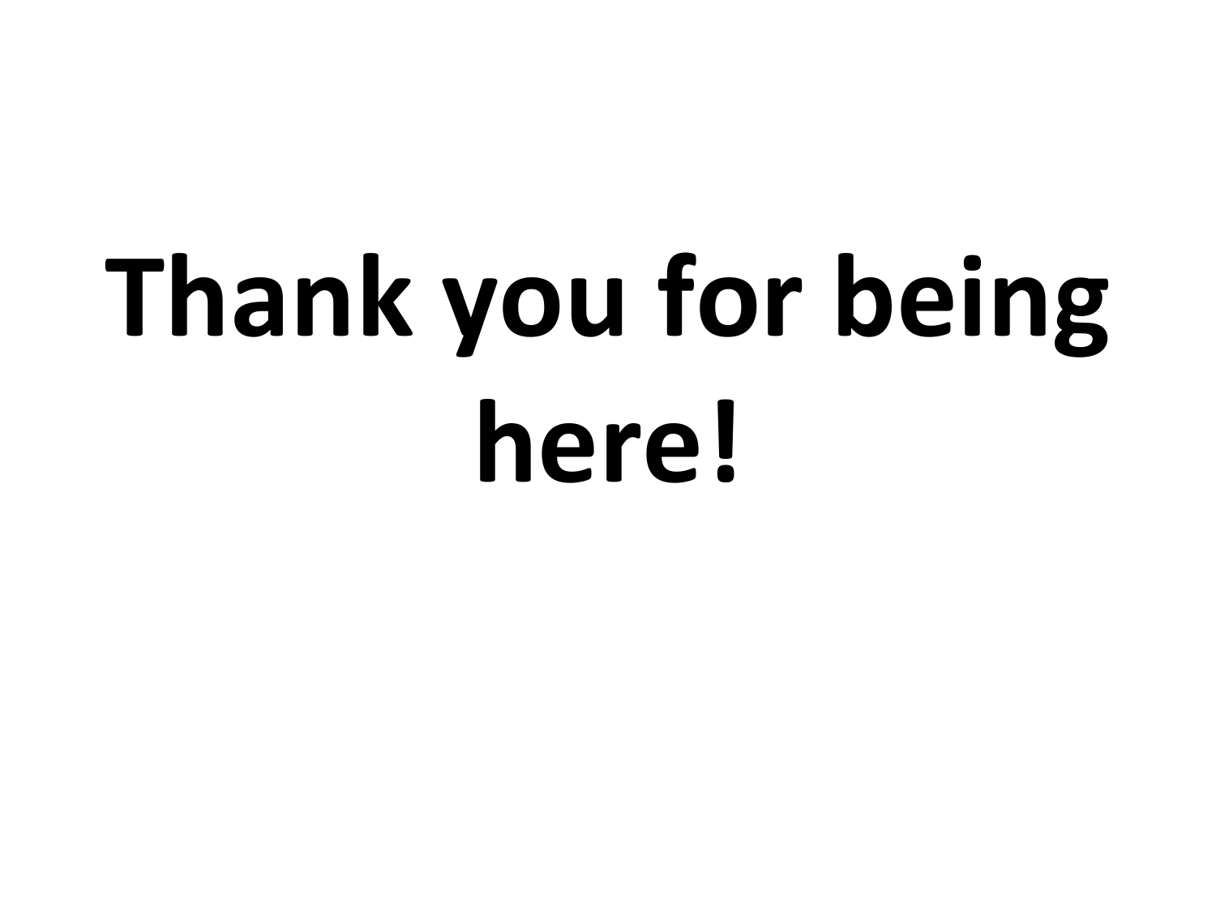# Thank you for being here!